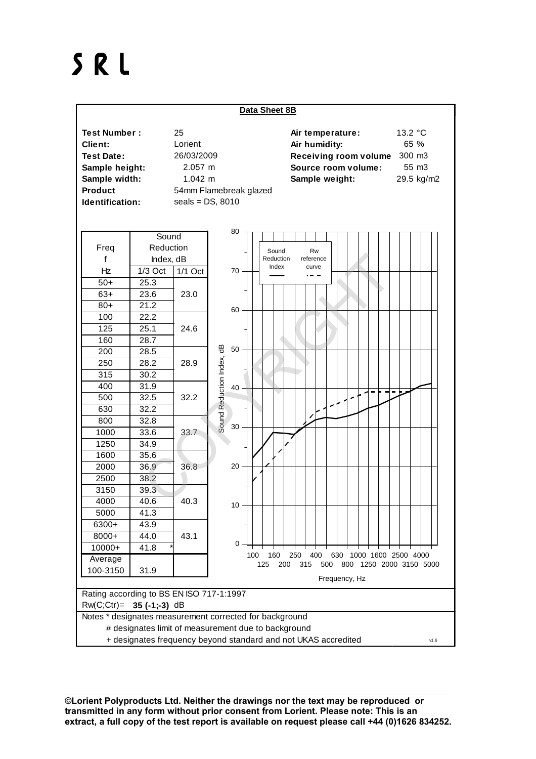# S R L

**Data Sheet 8B**

| | | | |
|---|---|---|---|
| **Test Number :** | 25 | **Air temperature:** | 13.2 °C |
| **Client:** | Lorient | **Air humidity:** | 65 % |
| **Test Date:** | 26/03/2009 | **Receiving room volume** | 300 m3 |
| **Sample height:** | 2.057 m | **Source room volume:** | 55 m3 |
| **Sample width:** | 1.042 m | **Sample weight:** | 29.5 kg/m2 |
| **Product** | 54mm Flamebreak glazed | | |
| **Identification:** | seals = DS, 8010 | | |

| Freq f Hz | Sound Reduction Index, dB 1/3 Oct | 1/1 Oct |
|---|---|---|
| 50+ | 25.3 | |
| 63+ | 23.6 | 23.0 |
| 80+ | 21.2 | |
| 100 | 22.2 | |
| 125 | 25.1 | 24.6 |
| 160 | 28.7 | |
| 200 | 28.5 | |
| 250 | 28.2 | 28.9 |
| 315 | 30.2 | |
| 400 | 31.9 | |
| 500 | 32.5 | 32.2 |
| 630 | 32.2 | |
| 800 | 32.8 | |
| 1000 | 33.6 | 33.7 |
| 1250 | 34.9 | |
| 1600 | 35.6 | |
| 2000 | 36.9 | 36.8 |
| 2500 | 38.2 | |
| 3150 | 39.3 | |
| 4000 | 40.6 | 40.3 |
| 5000 | 41.3 | |
| 6300+ | 43.9 | |
| 8000+ | 44.0 | 43.1 |
| 10000+ | 41.8 * | |
| Average 100-3150 | 31.9 | |

Rating according to BS EN ISO 717-1:1997

Rw(C;Ctr)= **35 (-1;-3)** dB

Notes * designates measurement corrected for background

# designates limit of measurement due to background

+ designates frequency beyond standard and not UKAS accredited

v1.6

**©Lorient Polyproducts Ltd. Neither the drawings nor the text may be reproduced or transmitted in any form without prior consent from Lorient. Please note: This is an extract, a full copy of the test report is available on request please call +44 (0)1626 834252.**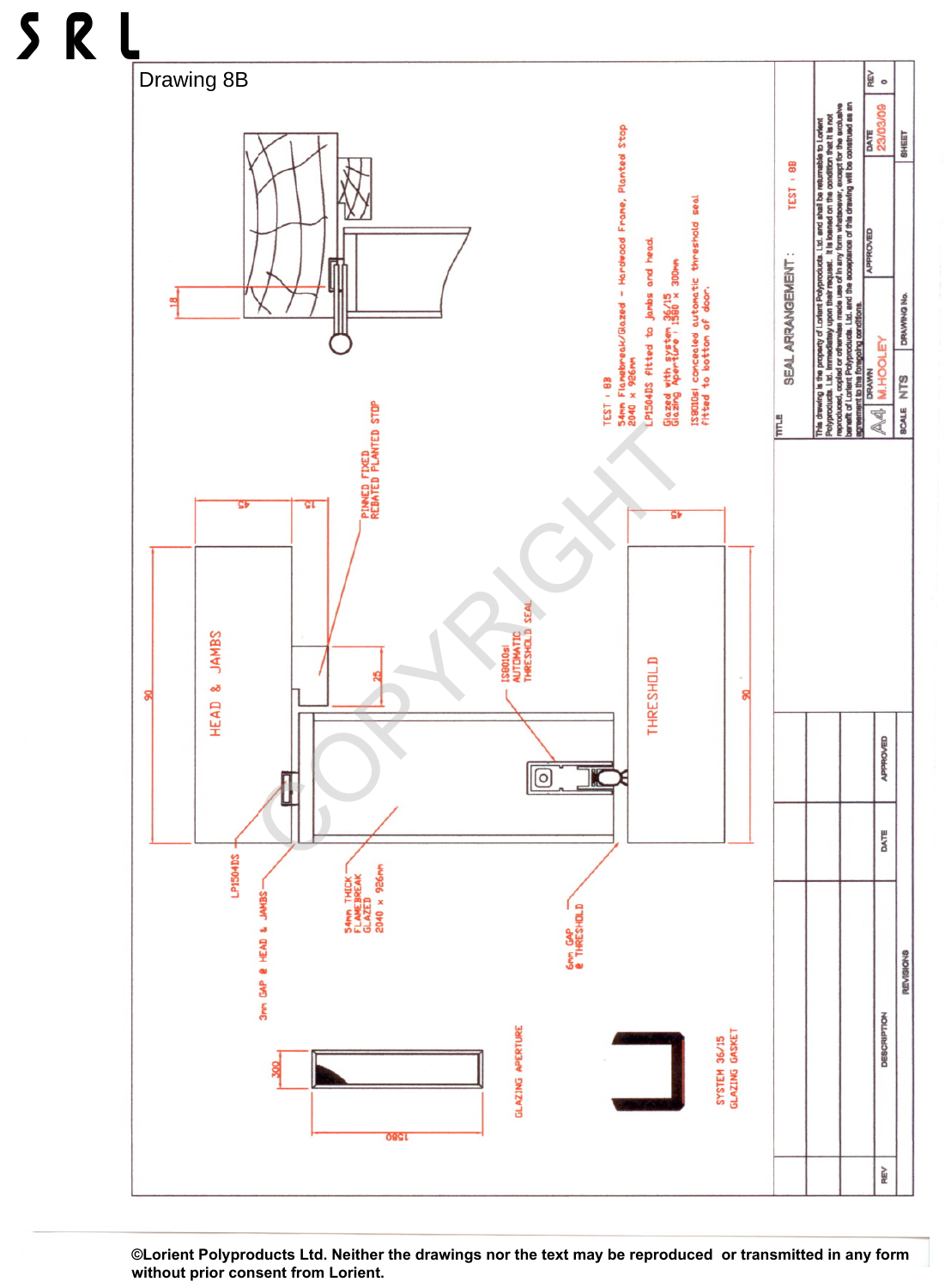# SRL

Drawing 8B

HEAD & JAMBS

THRESHOLD

90

45

15

25

18

300

1580

PINNED FIXED REBATED PLANTED STOP

IS8010si AUTOMATIC THRESHOLD SEAL

LP1504DS

3mm GAP @ HEAD & JAMBS

54mm THICK FLAMEBREAK GLAZED 2040 x 926mm

6mm GAP @ THRESHOLD

GLAZING APERTURE

SYSTEM 36/15 GLAZING GASKET

TEST : 8B

54mm Flamebreak/Glazed – Hardwood Frame, Planted Stop 2040 x 926mm

LP1504DS fitted to Jambs and Head.

Glazed with system 36/15
Glazing Aperture : 1580 x 300mm

IS8010si concealed automatic threshold seal fitted to bottom of door.

COPYRIGHT

| REV | DESCRIPTION | DATE | APPROVED |
|---|---|---|---|
| | REVISIONS | | |

TITLE

SEAL ARRANGEMENT : TEST : 8B

This drawing is the property of Lorient Polyproducts Ltd. and shall be returnable to Lorient Polyproducts Ltd. immediately upon their request. It is loaned on the condition that it is not reproduced, copied or otherwise made use of in any form whatsoever, except for the exclusive benefit of Lorient Polyproducts Ltd. and the acceptance of this drawing will be construed as an agreement to the foregoing conditions.

| A4 | DRAWN M.HOOLEY | APPROVED | DATE 23/03/09 | REV 0 |
|---|---|---|---|---|
| SCALE NTS | DRAWING No. | | SHEET | |

**©Lorient Polyproducts Ltd. Neither the drawings nor the text may be reproduced or transmitted in any form without prior consent from Lorient.**